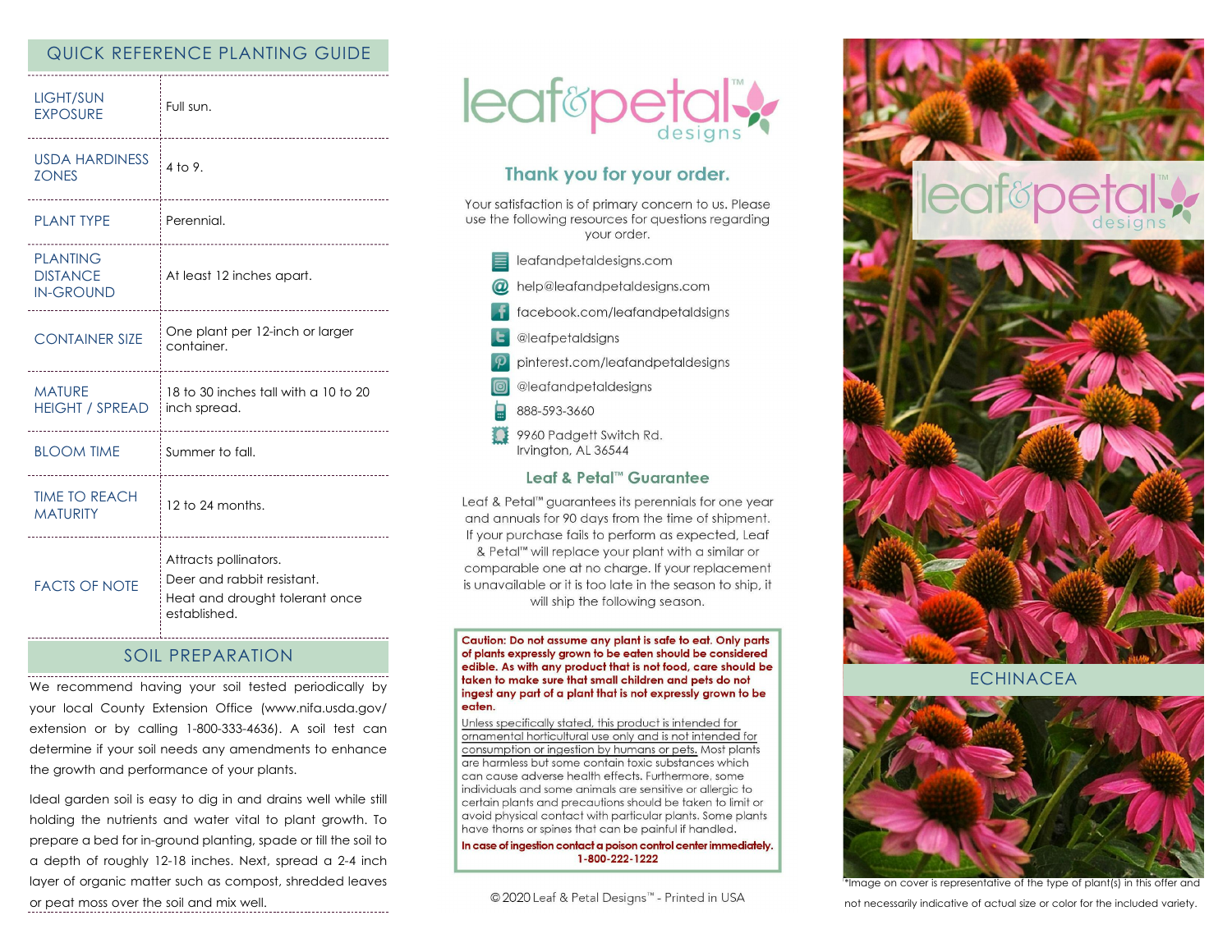## QUICK REFERENCE PLANTING GUIDE

| | |
|---|---|
| LIGHT/SUN EXPOSURE | Full sun. |
| USDA HARDINESS ZONES | 4 to 9. |
| PLANT TYPE | Perennial. |
| PLANTING DISTANCE IN-GROUND | At least 12 inches apart. |
| CONTAINER SIZE | One plant per 12-inch or larger container. |
| MATURE HEIGHT / SPREAD | 18 to 30 inches tall with a 10 to 20 inch spread. |
| BLOOM TIME | Summer to fall. |
| TIME TO REACH MATURITY | 12 to 24 months. |
| FACTS OF NOTE | Attracts pollinators. Deer and rabbit resistant. Heat and drought tolerant once established. |

## SOIL PREPARATION

We recommend having your soil tested periodically by your local County Extension Office (www.nifa.usda.gov/extension or by calling 1-800-333-4636). A soil test can determine if your soil needs any amendments to enhance the growth and performance of your plants.

Ideal garden soil is easy to dig in and drains well while still holding the nutrients and water vital to plant growth. To prepare a bed for in-ground planting, spade or till the soil to a depth of roughly 12-18 inches. Next, spread a 2-4 inch layer of organic matter such as compost, shredded leaves or peat moss over the soil and mix well.

# leaf&petal™ designs

## Thank you for your order.

Your satisfaction is of primary concern to us. Please use the following resources for questions regarding your order.

- leafandpetaldesigns.com
- help@leafandpetaldesigns.com
- facebook.com/leafandpetaldsigns
- @leafpetaldsigns
- pinterest.com/leafandpetaldesigns
- @leafandpetaldesigns
- 888-593-3660
- 9960 Padgett Switch Rd.
  Irvington, AL 36544

## Leaf & Petal™ Guarantee

Leaf & Petal™ guarantees its perennials for one year and annuals for 90 days from the time of shipment. If your purchase fails to perform as expected, Leaf & Petal™ will replace your plant with a similar or comparable one at no charge. If your replacement is unavailable or it is too late in the season to ship, it will ship the following season.

**Caution: Do not assume any plant is safe to eat. Only parts of plants expressly grown to be eaten should be considered edible. As with any product that is not food, care should be taken to make sure that small children and pets do not ingest any part of a plant that is not expressly grown to be eaten.**

Unless specifically stated, this product is intended for ornamental horticultural use only and is not intended for consumption or ingestion by humans or pets. Most plants are harmless but some contain toxic substances which can cause adverse health effects. Furthermore, some individuals and some animals are sensitive or allergic to certain plants and precautions should be taken to limit or avoid physical contact with particular plants. Some plants have thorns or spines that can be painful if handled.

**In case of ingestion contact a poison control center immediately. 1-800-222-1222**

© 2020 Leaf & Petal Designs™ - Printed in USA

# leaf&petal™ designs

## ECHINACEA

*Image on cover is representative of the type of plant(s) in this offer and not necessarily indicative of actual size or color for the included variety.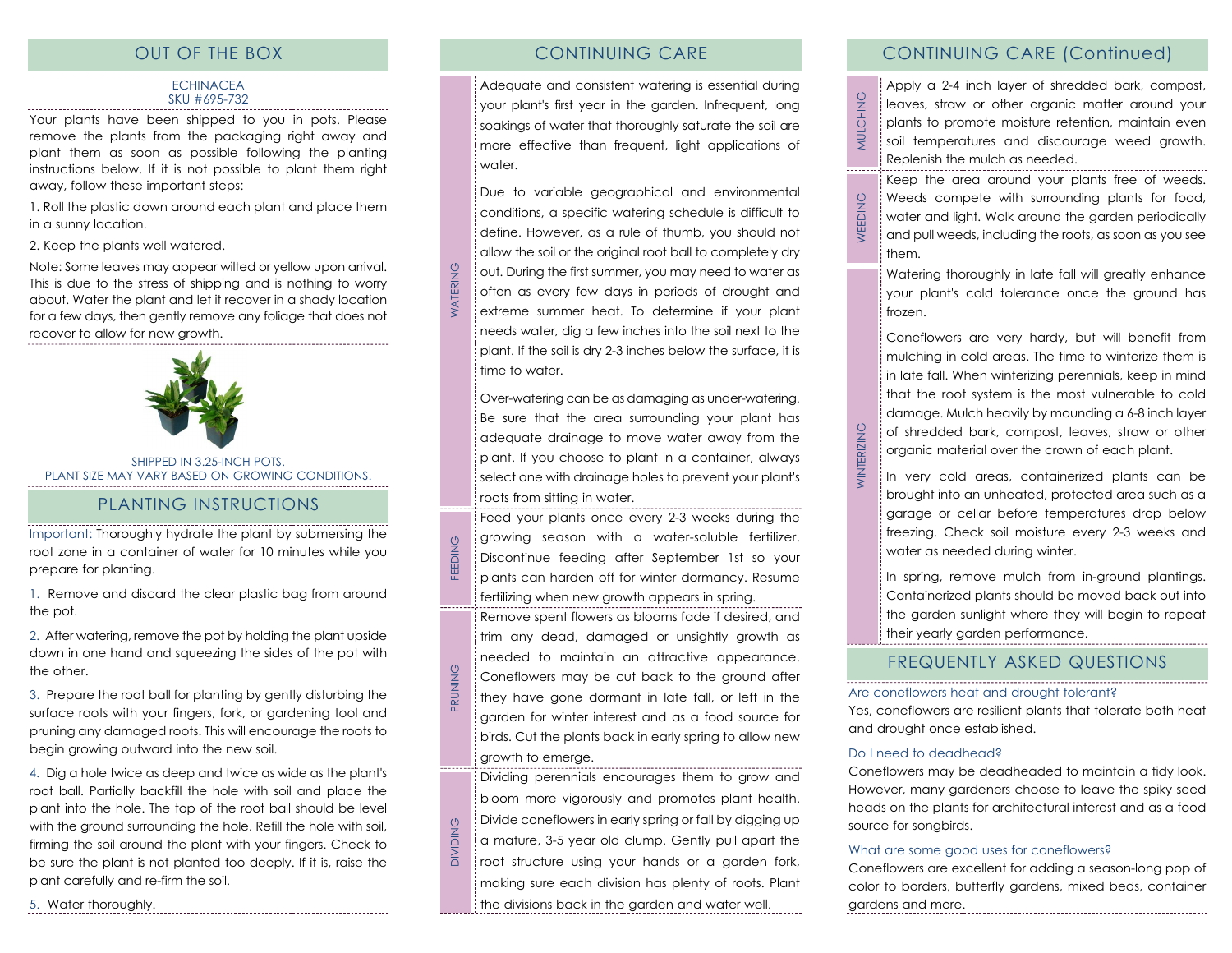## OUT OF THE BOX

ECHINACEA
SKU #695-732

Your plants have been shipped to you in pots. Please remove the plants from the packaging right away and plant them as soon as possible following the planting instructions below. If it is not possible to plant them right away, follow these important steps:

1. Roll the plastic down around each plant and place them in a sunny location.

2. Keep the plants well watered.

Note: Some leaves may appear wilted or yellow upon arrival. This is due to the stress of shipping and is nothing to worry about. Water the plant and let it recover in a shady location for a few days, then gently remove any foliage that does not recover to allow for new growth.

SHIPPED IN 3.25-INCH POTS.
PLANT SIZE MAY VARY BASED ON GROWING CONDITIONS.

## PLANTING INSTRUCTIONS

Important: Thoroughly hydrate the plant by submersing the root zone in a container of water for 10 minutes while you prepare for planting.

1. Remove and discard the clear plastic bag from around the pot.

2. After watering, remove the pot by holding the plant upside down in one hand and squeezing the sides of the pot with the other.

3. Prepare the root ball for planting by gently disturbing the surface roots with your fingers, fork, or gardening tool and pruning any damaged roots. This will encourage the roots to begin growing outward into the new soil.

4. Dig a hole twice as deep and twice as wide as the plant's root ball. Partially backfill the hole with soil and place the plant into the hole. The top of the root ball should be level with the ground surrounding the hole. Refill the hole with soil, firming the soil around the plant with your fingers. Check to be sure the plant is not planted too deeply. If it is, raise the plant carefully and re-firm the soil.

5. Water thoroughly.

## CONTINUING CARE

### WATERING

Adequate and consistent watering is essential during your plant's first year in the garden. Infrequent, long soakings of water that thoroughly saturate the soil are more effective than frequent, light applications of water.

Due to variable geographical and environmental conditions, a specific watering schedule is difficult to define. However, as a rule of thumb, you should not allow the soil or the original root ball to completely dry out. During the first summer, you may need to water as often as every few days in periods of drought and extreme summer heat. To determine if your plant needs water, dig a few inches into the soil next to the plant. If the soil is dry 2-3 inches below the surface, it is time to water.

Over-watering can be as damaging as under-watering. Be sure that the area surrounding your plant has adequate drainage to move water away from the plant. If you choose to plant in a container, always select one with drainage holes to prevent your plant's roots from sitting in water.

### FEEDING

Feed your plants once every 2-3 weeks during the growing season with a water-soluble fertilizer. Discontinue feeding after September 1st so your plants can harden off for winter dormancy. Resume fertilizing when new growth appears in spring.

### PRUNING

Remove spent flowers as blooms fade if desired, and trim any dead, damaged or unsightly growth as needed to maintain an attractive appearance. Coneflowers may be cut back to the ground after they have gone dormant in late fall, or left in the garden for winter interest and as a food source for birds. Cut the plants back in early spring to allow new growth to emerge.

### DIVIDING

Dividing perennials encourages them to grow and bloom more vigorously and promotes plant health. Divide coneflowers in early spring or fall by digging up a mature, 3-5 year old clump. Gently pull apart the root structure using your hands or a garden fork, making sure each division has plenty of roots. Plant the divisions back in the garden and water well.

## CONTINUING CARE (Continued)

### MULCHING

Apply a 2-4 inch layer of shredded bark, compost, leaves, straw or other organic matter around your plants to promote moisture retention, maintain even soil temperatures and discourage weed growth. Replenish the mulch as needed.

### WEEDING

Keep the area around your plants free of weeds. Weeds compete with surrounding plants for food, water and light. Walk around the garden periodically and pull weeds, including the roots, as soon as you see them.

### WINTERIZING

Watering thoroughly in late fall will greatly enhance your plant's cold tolerance once the ground has frozen.

Coneflowers are very hardy, but will benefit from mulching in cold areas. The time to winterize them is in late fall. When winterizing perennials, keep in mind that the root system is the most vulnerable to cold damage. Mulch heavily by mounding a 6-8 inch layer of shredded bark, compost, leaves, straw or other organic material over the crown of each plant.

In very cold areas, containerized plants can be brought into an unheated, protected area such as a garage or cellar before temperatures drop below freezing. Check soil moisture every 2-3 weeks and water as needed during winter.

In spring, remove mulch from in-ground plantings. Containerized plants should be moved back out into the garden sunlight where they will begin to repeat their yearly garden performance.

## FREQUENTLY ASKED QUESTIONS

**Are coneflowers heat and drought tolerant?**
Yes, coneflowers are resilient plants that tolerate both heat and drought once established.

**Do I need to deadhead?**
Coneflowers may be deadheaded to maintain a tidy look. However, many gardeners choose to leave the spiky seed heads on the plants for architectural interest and as a food source for songbirds.

**What are some good uses for coneflowers?**
Coneflowers are excellent for adding a season-long pop of color to borders, butterfly gardens, mixed beds, container gardens and more.